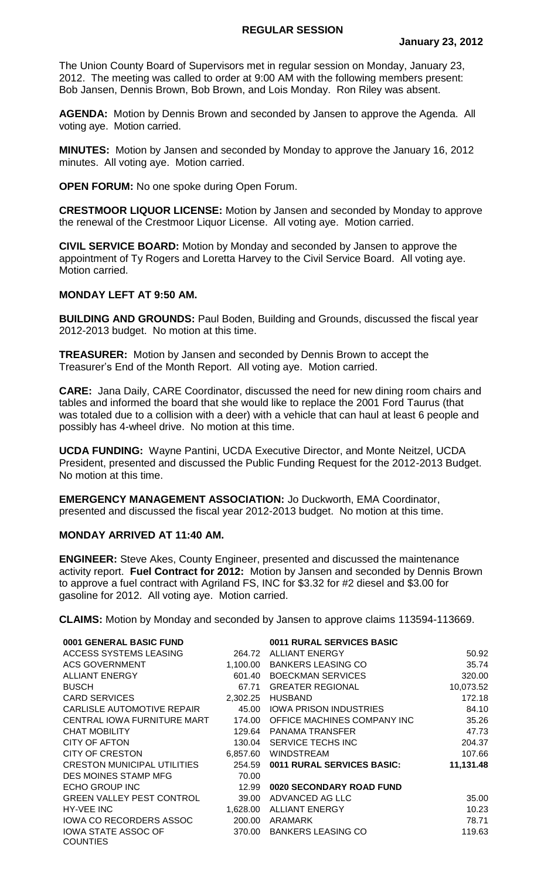## REGULAR SESSION

**January 23, 2012**

The Union County Board of Supervisors met in regular session on Monday, January 23, 2012. The meeting was called to order at 9:00 AM with the following members present: Bob Jansen, Dennis Brown, Bob Brown, and Lois Monday. Ron Riley was absent.

**AGENDA:** Motion by Dennis Brown and seconded by Jansen to approve the Agenda. All voting aye. Motion carried.

**MINUTES:** Motion by Jansen and seconded by Monday to approve the January 16, 2012 minutes. All voting aye. Motion carried.

**OPEN FORUM:** No one spoke during Open Forum.

**CRESTMOOR LIQUOR LICENSE:** Motion by Jansen and seconded by Monday to approve the renewal of the Crestmoor Liquor License. All voting aye. Motion carried.

**CIVIL SERVICE BOARD:** Motion by Monday and seconded by Jansen to approve the appointment of Ty Rogers and Loretta Harvey to the Civil Service Board. All voting aye. Motion carried.

**MONDAY LEFT AT 9:50 AM.**

**BUILDING AND GROUNDS:** Paul Boden, Building and Grounds, discussed the fiscal year 2012-2013 budget. No motion at this time.

**TREASURER:** Motion by Jansen and seconded by Dennis Brown to accept the Treasurer's End of the Month Report. All voting aye. Motion carried.

**CARE:** Jana Daily, CARE Coordinator, discussed the need for new dining room chairs and tables and informed the board that she would like to replace the 2001 Ford Taurus (that was totaled due to a collision with a deer) with a vehicle that can haul at least 6 people and possibly has 4-wheel drive. No motion at this time.

**UCDA FUNDING:** Wayne Pantini, UCDA Executive Director, and Monte Neitzel, UCDA President, presented and discussed the Public Funding Request for the 2012-2013 Budget. No motion at this time.

**EMERGENCY MANAGEMENT ASSOCIATION:** Jo Duckworth, EMA Coordinator, presented and discussed the fiscal year 2012-2013 budget. No motion at this time.

**MONDAY ARRIVED AT 11:40 AM.**

**ENGINEER:** Steve Akes, County Engineer, presented and discussed the maintenance activity report. **Fuel Contract for 2012:** Motion by Jansen and seconded by Dennis Brown to approve a fuel contract with Agriland FS, INC for $3.32 for #2 diesel and $3.00 for gasoline for 2012. All voting aye. Motion carried.

**CLAIMS:** Motion by Monday and seconded by Jansen to approve claims 113594-113669.

| **0001 GENERAL BASIC FUND** | |
|---|---|
| ACCESS SYSTEMS LEASING | 264.72 |
| ACS GOVERNMENT | 1,100.00 |
| ALLIANT ENERGY | 601.40 |
| BUSCH | 67.71 |
| CARD SERVICES | 2,302.25 |
| CARLISLE AUTOMOTIVE REPAIR | 45.00 |
| CENTRAL IOWA FURNITURE MART | 174.00 |
| CHAT MOBILITY | 129.64 |
| CITY OF AFTON | 130.04 |
| CITY OF CRESTON | 6,857.60 |
| CRESTON MUNICIPAL UTILITIES | 254.59 |
| DES MOINES STAMP MFG | 70.00 |
| ECHO GROUP INC | 12.99 |
| GREEN VALLEY PEST CONTROL | 39.00 |
| HY-VEE INC | 1,628.00 |
| IOWA CO RECORDERS ASSOC | 200.00 |
| IOWA STATE ASSOC OF COUNTIES | 370.00 |

| **0011 RURAL SERVICES BASIC** | |
|---|---|
| ALLIANT ENERGY | 50.92 |
| BANKERS LEASING CO | 35.74 |
| BOECKMAN SERVICES | 320.00 |
| GREATER REGIONAL | 10,073.52 |
| HUSBAND | 172.18 |
| IOWA PRISON INDUSTRIES | 84.10 |
| OFFICE MACHINES COMPANY INC | 35.26 |
| PANAMA TRANSFER | 47.73 |
| SERVICE TECHS INC | 204.37 |
| WINDSTREAM | 107.66 |
| **0011 RURAL SERVICES BASIC:** | **11,131.48** |

| **0020 SECONDARY ROAD FUND** | |
|---|---|
| ADVANCED AG LLC | 35.00 |
| ALLIANT ENERGY | 10.23 |
| ARAMARK | 78.71 |
| BANKERS LEASING CO | 119.63 |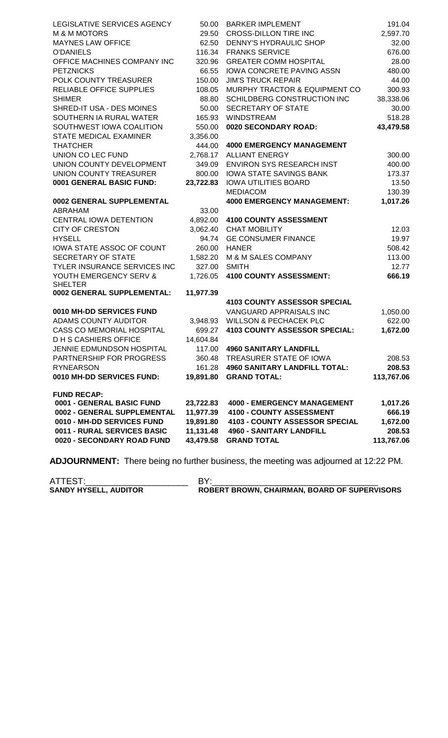| | |
|---|---|
| LEGISLATIVE SERVICES AGENCY | 50.00 |
| M & M MOTORS | 29.50 |
| MAYNES LAW OFFICE | 62.50 |
| O'DANIELS | 116.34 |
| OFFICE MACHINES COMPANY INC | 320.96 |
| PETZNICKS | 66.55 |
| POLK COUNTY TREASURER | 150.00 |
| RELIABLE OFFICE SUPPLIES | 108.05 |
| SHIMER | 88.80 |
| SHRED-IT USA - DES MOINES | 50.00 |
| SOUTHERN IA RURAL WATER | 165.93 |
| SOUTHWEST IOWA COALITION | 550.00 |
| STATE MEDICAL EXAMINER | 3,356.00 |
| THATCHER | 444.00 |
| UNION CO LEC FUND | 2,768.17 |
| UNION COUNTY DEVELOPMENT | 349.09 |
| UNION COUNTY TREASURER | 800.00 |
| **0001 GENERAL BASIC FUND:** | **23,722.83** |
| | |
| **0002 GENERAL SUPPLEMENTAL** | |
| ABRAHAM | 33.00 |
| CENTRAL IOWA DETENTION | 4,892.00 |
| CITY OF CRESTON | 3,062.40 |
| HYSELL | 94.74 |
| IOWA STATE ASSOC OF COUNT | 260.00 |
| SECRETARY OF STATE | 1,582.20 |
| TYLER INSURANCE SERVICES INC | 327.00 |
| YOUTH EMERGENCY SERV & SHELTER | 1,726.05 |
| **0002 GENERAL SUPPLEMENTAL:** | **11,977.39** |
| | |
| **0010 MH-DD SERVICES FUND** | |
| ADAMS COUNTY AUDITOR | 3,948.93 |
| CASS CO MEMORIAL HOSPITAL | 699.27 |
| D H S CASHIERS OFFICE | 14,604.84 |
| JENNIE EDMUNDSON HOSPITAL | 117.00 |
| PARTNERSHIP FOR PROGRESS | 360.48 |
| RYNEARSON | 161.28 |
| **0010 MH-DD SERVICES FUND:** | **19,891.80** |

| | |
|---|---|
| BARKER IMPLEMENT | 191.04 |
| CROSS-DILLON TIRE INC | 2,597.70 |
| DENNY'S HYDRAULIC SHOP | 32.00 |
| FRANKS SERVICE | 676.00 |
| GREATER COMM HOSPITAL | 28.00 |
| IOWA CONCRETE PAVING ASSN | 480.00 |
| JIM'S TRUCK REPAIR | 44.00 |
| MURPHY TRACTOR & EQUIPMENT CO | 300.93 |
| SCHILDBERG CONSTRUCTION INC | 38,338.06 |
| SECRETARY OF STATE | 30.00 |
| WINDSTREAM | 518.28 |
| **0020 SECONDARY ROAD:** | **43,479.58** |
| | |
| **4000 EMERGENCY MANAGEMENT** | |
| ALLIANT ENERGY | 300.00 |
| ENVIRON SYS RESEARCH INST | 400.00 |
| IOWA STATE SAVINGS BANK | 173.37 |
| IOWA UTILITIES BOARD | 13.50 |
| MEDIACOM | 130.39 |
| **4000 EMERGENCY MANAGEMENT:** | **1,017.26** |
| | |
| **4100 COUNTY ASSESSMENT** | |
| CHAT MOBILITY | 12.03 |
| GE CONSUMER FINANCE | 19.97 |
| HANER | 508.42 |
| M & M SALES COMPANY | 113.00 |
| SMITH | 12.77 |
| **4100 COUNTY ASSESSMENT:** | **666.19** |
| | |
| **4103 COUNTY ASSESSOR SPECIAL** | |
| VANGUARD APPRAISALS INC | 1,050.00 |
| WILLSON & PECHACEK PLC | 622.00 |
| **4103 COUNTY ASSESSOR SPECIAL:** | **1,672.00** |
| | |
| **4960 SANITARY LANDFILL** | |
| TREASURER STATE OF IOWA | 208.53 |
| **4960 SANITARY LANDFILL TOTAL:** | **208.53** |
| **GRAND TOTAL:** | **113,767.06** |

**FUND RECAP:**

| | | | |
|---|---|---|---|
| **0001 - GENERAL BASIC FUND** | **23,722.83** | **4000 - EMERGENCY MANAGEMENT** | **1,017.26** |
| **0002 - GENERAL SUPPLEMENTAL** | **11,977.39** | **4100 - COUNTY ASSESSMENT** | **666.19** |
| **0010 - MH-DD SERVICES FUND** | **19,891.80** | **4103 - COUNTY ASSESSOR SPECIAL** | **1,672.00** |
| **0011 - RURAL SERVICES BASIC** | **11,131.48** | **4960 - SANITARY LANDFILL** | **208.53** |
| **0020 - SECONDARY ROAD FUND** | **43,479.58** | **GRAND TOTAL** | **113,767.06** |

**ADJOURNMENT:** There being no further business, the meeting was adjourned at 12:22 PM.

ATTEST:______________________ BY:___________________________________

**SANDY HYSELL, AUDITOR** **ROBERT BROWN, CHAIRMAN, BOARD OF SUPERVISORS**